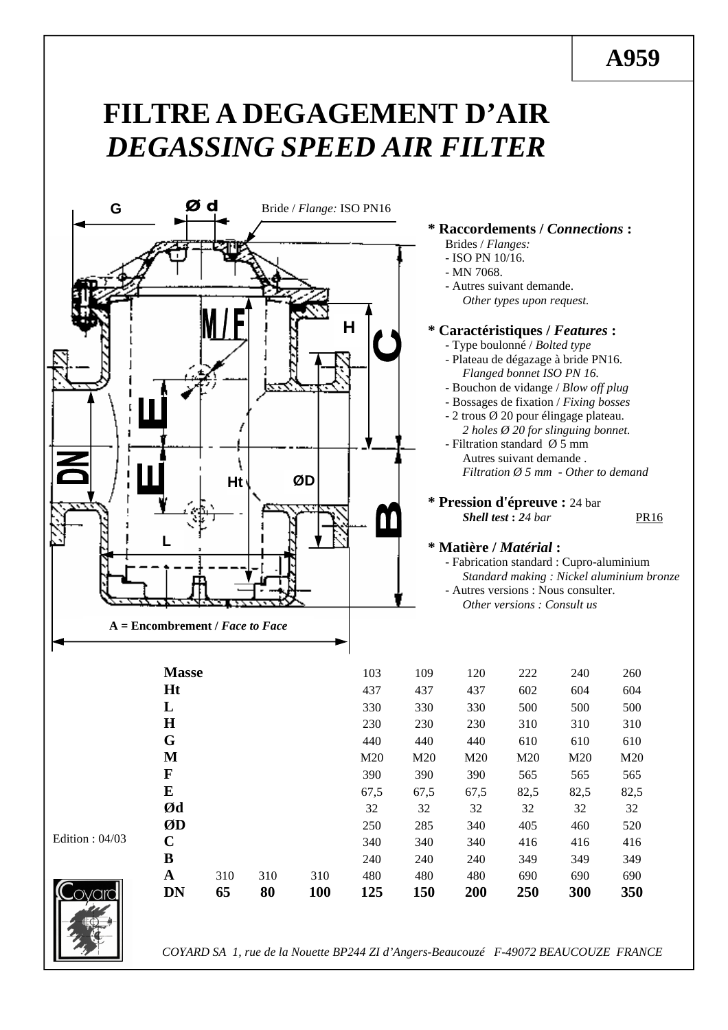# A959

# FILTRE A DEGAGEMENT D'AIR
# *DEGASSING SPEED AIR FILTER*

Bride / *Flange:* ISO PN16

G, Ø d, M/F, H, C, E, E, DN, Ht, ØD, B, L

A = Encombrement / *Face to Face*

**\* Raccordements / *Connections* :**
Brides / *Flanges:*
- ISO PN 10/16.
- MN 7068.
- Autres suivant demande.
  *Other types upon request.*

**\* Caractéristiques / *Features* :**
- Type boulonné / *Bolted type*
- Plateau de dégazage à bride PN16.
  *Flanged bonnet ISO PN 16.*
- Bouchon de vidange / *Blow off plug*
- Bossages de fixation / *Fixing bosses*
- 2 trous Ø 20 pour élingage plateau.
  *2 holes Ø 20 for slinguing bonnet.*
- Filtration standard Ø 5 mm
  Autres suivant demande .
  *Filtration Ø 5 mm - Other to demand*

**\* Pression d'épreuve :** 24 bar
***Shell test :*** *24 bar* PR16

**\* Matière / *Matérial* :**
- Fabrication standard : Cupro-aluminium
  *Standard making : Nickel aluminium bronze*
- Autres versions : Nous consulter.
  *Other versions : Consult us*

| | | | | | | | | | |
|---|---|---|---|---|---|---|---|---|---|
| **Masse** | | | | 103 | 109 | 120 | 222 | 240 | 260 |
| **Ht** | | | | 437 | 437 | 437 | 602 | 604 | 604 |
| **L** | | | | 330 | 330 | 330 | 500 | 500 | 500 |
| **H** | | | | 230 | 230 | 230 | 310 | 310 | 310 |
| **G** | | | | 440 | 440 | 440 | 610 | 610 | 610 |
| **M** | | | | M20 | M20 | M20 | M20 | M20 | M20 |
| **F** | | | | 390 | 390 | 390 | 565 | 565 | 565 |
| **E** | | | | 67,5 | 67,5 | 67,5 | 82,5 | 82,5 | 82,5 |
| **Ød** | | | | 32 | 32 | 32 | 32 | 32 | 32 |
| **ØD** | | | | 250 | 285 | 340 | 405 | 460 | 520 |
| **C** | | | | 340 | 340 | 340 | 416 | 416 | 416 |
| **B** | | | | 240 | 240 | 240 | 349 | 349 | 349 |
| **A** | 310 | 310 | 310 | 480 | 480 | 480 | 690 | 690 | 690 |
| **DN** | **65** | **80** | **100** | **125** | **150** | **200** | **250** | **300** | **350** |

Edition : 04/03

*COYARD SA 1, rue de la Nouette BP244 ZI d'Angers-Beaucouzé F-49072 BEAUCOUZE FRANCE*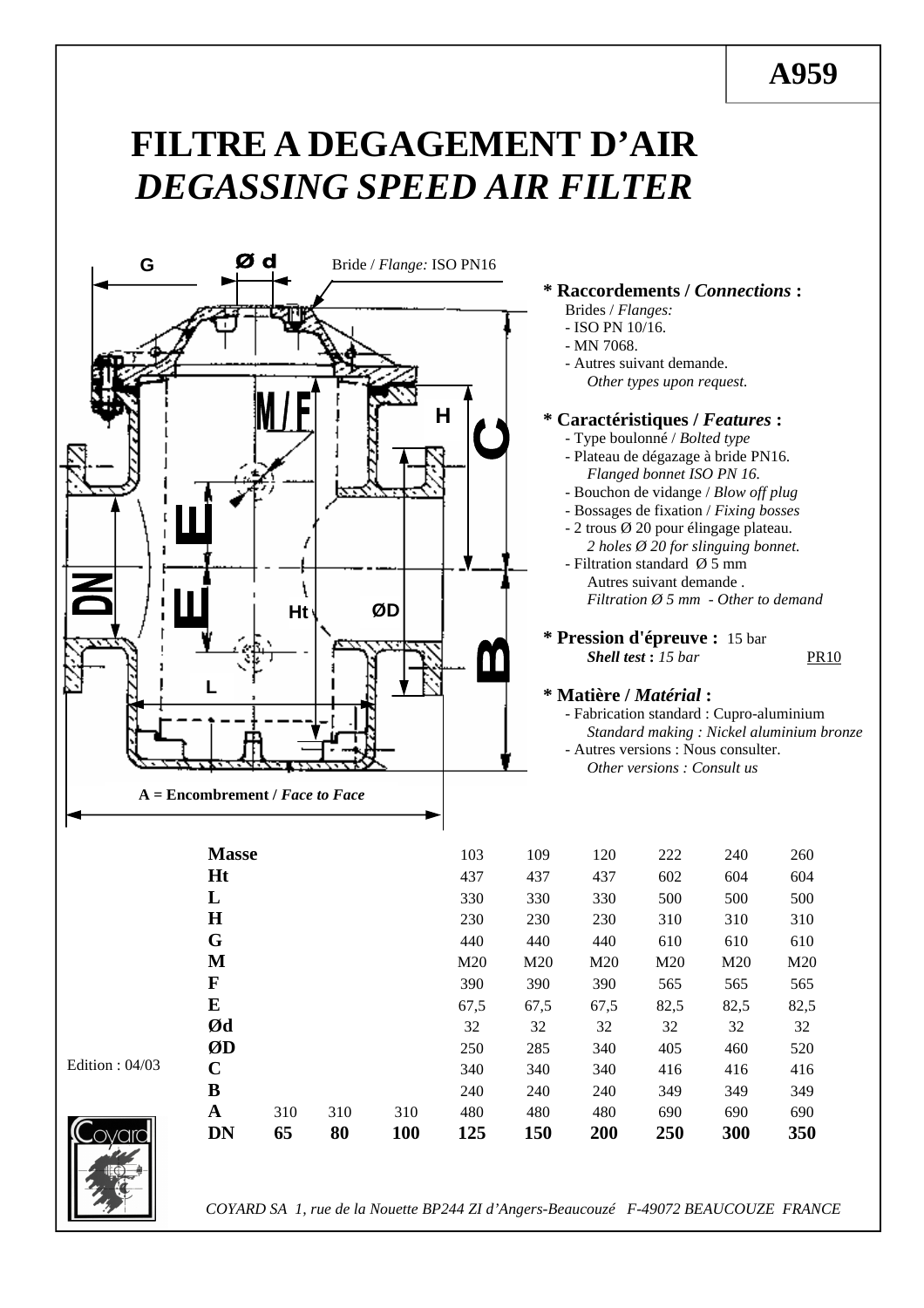A959

# FILTRE A DEGAGEMENT D'AIR
# *DEGASSING SPEED AIR FILTER*

G
Ø d
Bride / *Flange:* ISO PN16
M/F
H
C
E
E
DN
Ht
ØD
B
L
A = Encombrement / *Face to Face*

**\* Raccordements / *Connections* :**
Brides / *Flanges:*
- ISO PN 10/16.
- MN 7068.
- Autres suivant demande.
  *Other types upon request.*

**\* Caractéristiques / *Features* :**
- Type boulonné / *Bolted type*
- Plateau de dégazage à bride PN16.
  *Flanged bonnet ISO PN 16.*
- Bouchon de vidange / *Blow off plug*
- Bossages de fixation / *Fixing bosses*
- 2 trous Ø 20 pour élingage plateau.
  *2 holes Ø 20 for slinguing bonnet.*
- Filtration standard Ø 5 mm
  Autres suivant demande .
  *Filtration Ø 5 mm - Other to demand*

**\* Pression d'épreuve :** 15 bar
***Shell test :*** *15 bar* PR10

**\* Matière / *Matérial* :**
- Fabrication standard : Cupro-aluminium
  *Standard making : Nickel aluminium bronze*
- Autres versions : Nous consulter.
  *Other versions : Consult us*

| | | | | | | | | | |
|---|---|---|---|---|---|---|---|---|---|
| **Masse** | | | | 103 | 109 | 120 | 222 | 240 | 260 |
| **Ht** | | | | 437 | 437 | 437 | 602 | 604 | 604 |
| **L** | | | | 330 | 330 | 330 | 500 | 500 | 500 |
| **H** | | | | 230 | 230 | 230 | 310 | 310 | 310 |
| **G** | | | | 440 | 440 | 440 | 610 | 610 | 610 |
| **M** | | | | M20 | M20 | M20 | M20 | M20 | M20 |
| **F** | | | | 390 | 390 | 390 | 565 | 565 | 565 |
| **E** | | | | 67,5 | 67,5 | 67,5 | 82,5 | 82,5 | 82,5 |
| **Ød** | | | | 32 | 32 | 32 | 32 | 32 | 32 |
| **ØD** | | | | 250 | 285 | 340 | 405 | 460 | 520 |
| **C** | | | | 340 | 340 | 340 | 416 | 416 | 416 |
| **B** | | | | 240 | 240 | 240 | 349 | 349 | 349 |
| **A** | 310 | 310 | 310 | 480 | 480 | 480 | 690 | 690 | 690 |
| **DN** | **65** | **80** | **100** | **125** | **150** | **200** | **250** | **300** | **350** |

Edition : 04/03

*COYARD SA 1, rue de la Nouette BP244 ZI d'Angers-Beaucouzé F-49072 BEAUCOUZE FRANCE*